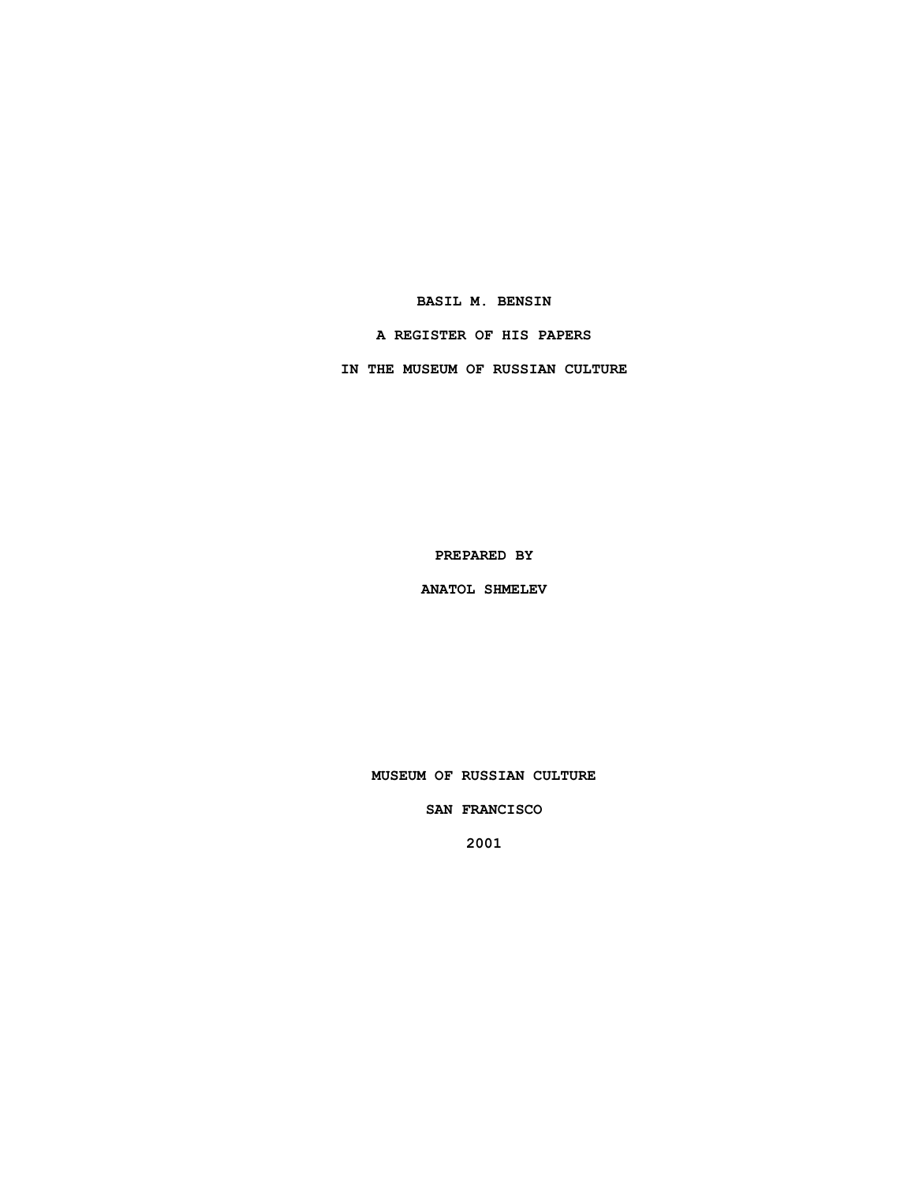# BASIL M. BENSIN

## A REGISTER OF HIS PAPERS

## IN THE MUSEUM OF RUSSIAN CULTURE

PREPARED BY

ANATOL SHMELEV

MUSEUM OF RUSSIAN CULTURE

SAN FRANCISCO

2001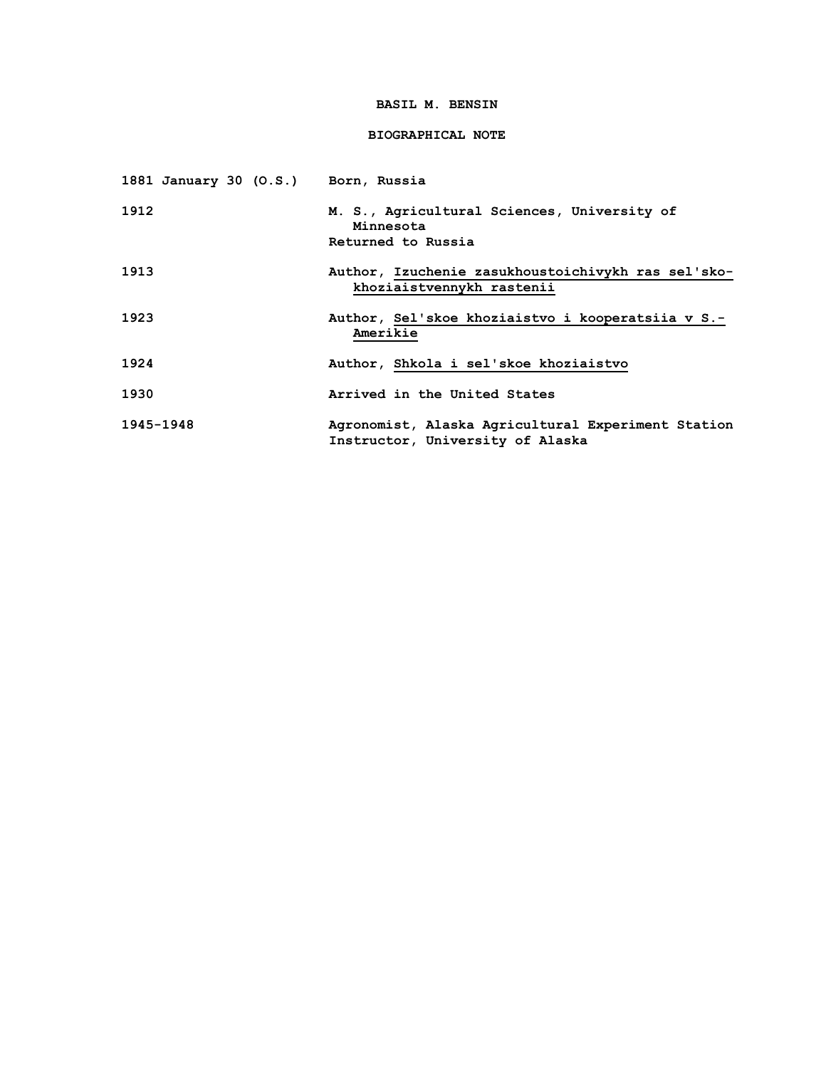# BASIL M. BENSIN

## BIOGRAPHICAL NOTE

| | |
|---|---|
| 1881 January 30 (O.S.) | Born, Russia |
| 1912 | M. S., Agricultural Sciences, University of Minnesota<br>Returned to Russia |
| 1913 | Author, _Izuchenie zasukhoustoichivykh ras sel'sko-khoziaistvennykh rastenii_ |
| 1923 | Author, _Sel'skoe khoziaistvo i kooperatsiia v S.-Amerikie_ |
| 1924 | Author, _Shkola i sel'skoe khoziaistvo_ |
| 1930 | Arrived in the United States |
| 1945-1948 | Agronomist, Alaska Agricultural Experiment Station<br>Instructor, University of Alaska |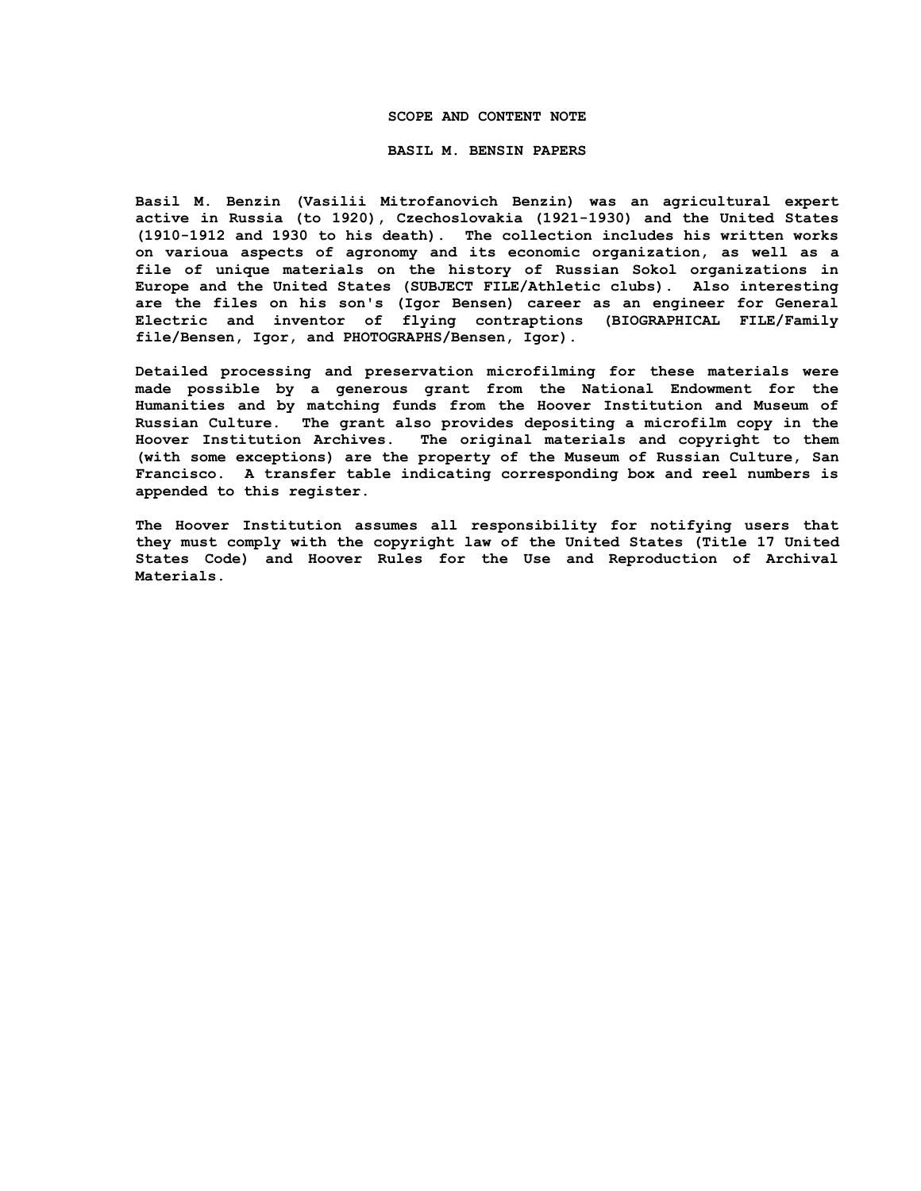## SCOPE AND CONTENT NOTE

## BASIL M. BENSIN PAPERS

**Basil M. Benzin (Vasilii Mitrofanovich Benzin) was an agricultural expert active in Russia (to 1920), Czechoslovakia (1921-1930) and the United States (1910-1912 and 1930 to his death). The collection includes his written works on varioua aspects of agronomy and its economic organization, as well as a file of unique materials on the history of Russian Sokol organizations in Europe and the United States (SUBJECT FILE/Athletic clubs). Also interesting are the files on his son's (Igor Bensen) career as an engineer for General Electric and inventor of flying contraptions (BIOGRAPHICAL FILE/Family file/Bensen, Igor, and PHOTOGRAPHS/Bensen, Igor).**

**Detailed processing and preservation microfilming for these materials were made possible by a generous grant from the National Endowment for the Humanities and by matching funds from the Hoover Institution and Museum of Russian Culture. The grant also provides depositing a microfilm copy in the Hoover Institution Archives. The original materials and copyright to them (with some exceptions) are the property of the Museum of Russian Culture, San Francisco. A transfer table indicating corresponding box and reel numbers is appended to this register.**

**The Hoover Institution assumes all responsibility for notifying users that they must comply with the copyright law of the United States (Title 17 United States Code) and Hoover Rules for the Use and Reproduction of Archival Materials.**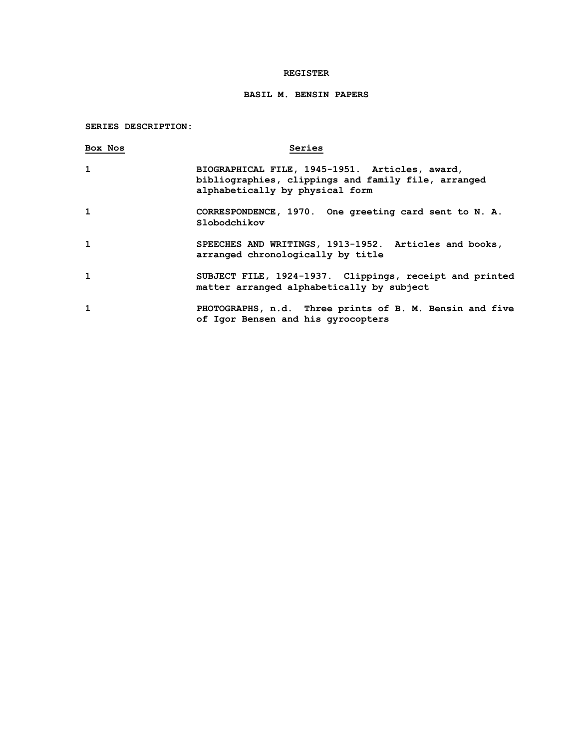**REGISTER**

**BASIL M. BENSIN PAPERS**

**SERIES DESCRIPTION:**

| Box Nos | Series |
|---|---|
| 1 | BIOGRAPHICAL FILE, 1945-1951. Articles, award, bibliographies, clippings and family file, arranged alphabetically by physical form |
| 1 | CORRESPONDENCE, 1970. One greeting card sent to N. A. Slobodchikov |
| 1 | SPEECHES AND WRITINGS, 1913-1952. Articles and books, arranged chronologically by title |
| 1 | SUBJECT FILE, 1924-1937. Clippings, receipt and printed matter arranged alphabetically by subject |
| 1 | PHOTOGRAPHS, n.d. Three prints of B. M. Bensin and five of Igor Bensen and his gyrocopters |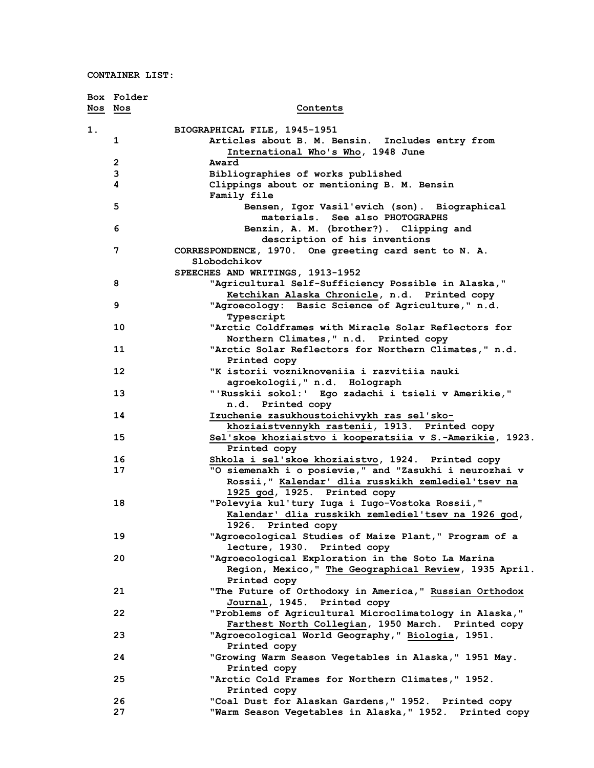CONTAINER LIST:

| Box Nos | Folder Nos | Contents |
|---|---|---|
| 1. | | BIOGRAPHICAL FILE, 1945-1951 |
| | 1 | Articles about B. M. Bensin. Includes entry from _International Who's Who_, 1948 June |
| | 2 | Award |
| | 3 | Bibliographies of works published |
| | 4 | Clippings about or mentioning B. M. Bensin |
| | | Family file |
| | 5 | Bensen, Igor Vasil'evich (son). Biographical materials. See also PHOTOGRAPHS |
| | 6 | Benzin, A. M. (brother?). Clipping and description of his inventions |
| | 7 | CORRESPONDENCE, 1970. One greeting card sent to N. A. Slobodchikov |
| | | SPEECHES AND WRITINGS, 1913-1952 |
| | 8 | "Agricultural Self-Sufficiency Possible in Alaska," _Ketchikan Alaska Chronicle_, n.d. Printed copy |
| | 9 | "Agroecology: Basic Science of Agriculture," n.d. Typescript |
| | 10 | "Arctic Coldframes with Miracle Solar Reflectors for Northern Climates," n.d. Printed copy |
| | 11 | "Arctic Solar Reflectors for Northern Climates," n.d. Printed copy |
| | 12 | "K istorii vozniknoveniia i razvitiia nauki agroekologii," n.d. Holograph |
| | 13 | "'Russkii sokol:' Ego zadachi i tsieli v Amerikie," n.d. Printed copy |
| | 14 | _Izuchenie zasukhoustoichivykh ras sel'sko-khoziaistvennykh rastenii_, 1913. Printed copy |
| | 15 | _Sel'skoe khoziaistvo i kooperatsiia v S.-Amerikie_, 1923. Printed copy |
| | 16 | _Shkola i sel'skoe khoziaistvo_, 1924. Printed copy |
| | 17 | "O siemenakh i o posievie," and "Zasukhi i neurozhai v Rossii," _Kalendar' dlia russkikh zemlediel'tsev na 1925 god_, 1925. Printed copy |
| | 18 | "Polevyia kul'tury Iuga i Iugo-Vostoka Rossii," _Kalendar' dlia russkikh zemlediel'tsev na 1926 god_, 1926. Printed copy |
| | 19 | "Agroecological Studies of Maize Plant," Program of a lecture, 1930. Printed copy |
| | 20 | "Agroecological Exploration in the Soto La Marina Region, Mexico," _The Geographical Review_, 1935 April. Printed copy |
| | 21 | "The Future of Orthodoxy in America," _Russian Orthodox Journal_, 1945. Printed copy |
| | 22 | "Problems of Agricultural Microclimatology in Alaska," _Farthest North Collegian_, 1950 March. Printed copy |
| | 23 | "Agroecological World Geography," _Biologia_, 1951. Printed copy |
| | 24 | "Growing Warm Season Vegetables in Alaska," 1951 May. Printed copy |
| | 25 | "Arctic Cold Frames for Northern Climates," 1952. Printed copy |
| | 26 | "Coal Dust for Alaskan Gardens," 1952. Printed copy |
| | 27 | "Warm Season Vegetables in Alaska," 1952. Printed copy |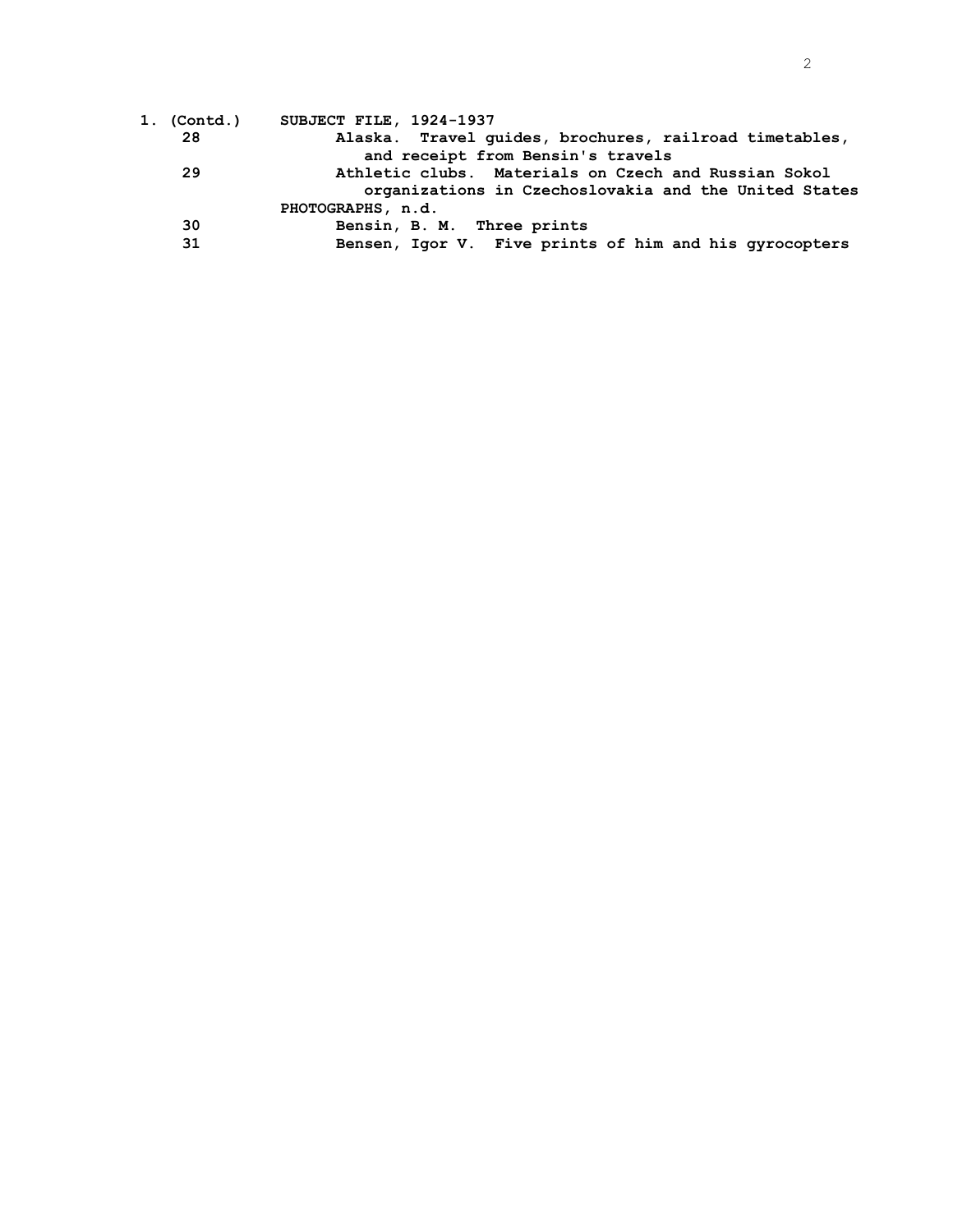**1. (Contd.) SUBJECT FILE, 1924-1937**

| | |
|---|---|
| **28** | **Alaska. Travel guides, brochures, railroad timetables, and receipt from Bensin's travels** |
| **29** | **Athletic clubs. Materials on Czech and Russian Sokol organizations in Czechoslovakia and the United States** |

**PHOTOGRAPHS, n.d.**

| | |
|---|---|
| **30** | **Bensin, B. M. Three prints** |
| **31** | **Bensen, Igor V. Five prints of him and his gyrocopters** |